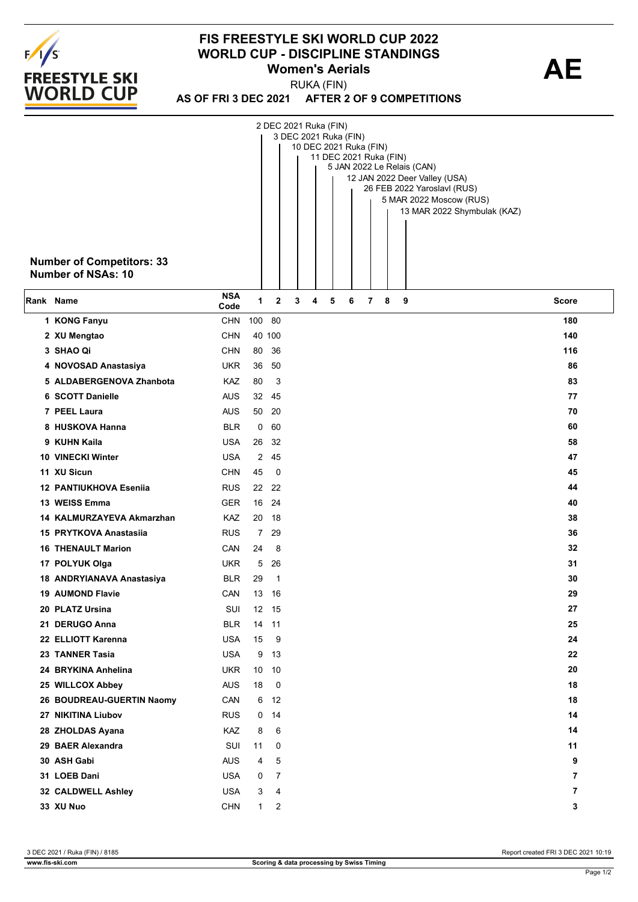# FIS FREESTYLE SKI WORLD CUP 2022
## WORLD CUP - DISCIPLINE STANDINGS
### Women's Aerials

**AE**

RUKA (FIN)

**AS OF FRI 3 DEC 2021 AFTER 2 OF 9 COMPETITIONS**

1. 2 DEC 2021 Ruka (FIN)
2. 3 DEC 2021 Ruka (FIN)
3. 10 DEC 2021 Ruka (FIN)
4. 11 DEC 2021 Ruka (FIN)
5. 5 JAN 2022 Le Relais (CAN)
6. 12 JAN 2022 Deer Valley (USA)
7. 26 FEB 2022 Yaroslavl (RUS)
8. 5 MAR 2022 Moscow (RUS)
9. 13 MAR 2022 Shymbulak (KAZ)

**Number of Competitors: 33**
**Number of NSAs: 10**

| Rank | Name | NSA Code | 1 | 2 | 3 | 4 | 5 | 6 | 7 | 8 | 9 | Score |
|---|---|---|---|---|---|---|---|---|---|---|---|---|
| 1 | KONG Fanyu | CHN | 100 | 80 | | | | | | | | 180 |
| 2 | XU Mengtao | CHN | 40 | 100 | | | | | | | | 140 |
| 3 | SHAO Qi | CHN | 80 | 36 | | | | | | | | 116 |
| 4 | NOVOSAD Anastasiya | UKR | 36 | 50 | | | | | | | | 86 |
| 5 | ALDABERGENOVA Zhanbota | KAZ | 80 | 3 | | | | | | | | 83 |
| 6 | SCOTT Danielle | AUS | 32 | 45 | | | | | | | | 77 |
| 7 | PEEL Laura | AUS | 50 | 20 | | | | | | | | 70 |
| 8 | HUSKOVA Hanna | BLR | 0 | 60 | | | | | | | | 60 |
| 9 | KUHN Kaila | USA | 26 | 32 | | | | | | | | 58 |
| 10 | VINECKI Winter | USA | 2 | 45 | | | | | | | | 47 |
| 11 | XU Sicun | CHN | 45 | 0 | | | | | | | | 45 |
| 12 | PANTIUKHOVA Esenia | RUS | 22 | 22 | | | | | | | | 44 |
| 13 | WEISS Emma | GER | 16 | 24 | | | | | | | | 40 |
| 14 | KALMURZAYEVA Akmarzhan | KAZ | 20 | 18 | | | | | | | | 38 |
| 15 | PRYTKOVA Anastasiia | RUS | 7 | 29 | | | | | | | | 36 |
| 16 | THENAULT Marion | CAN | 24 | 8 | | | | | | | | 32 |
| 17 | POLYUK Olga | UKR | 5 | 26 | | | | | | | | 31 |
| 18 | ANDRYIANAVA Anastasiya | BLR | 29 | 1 | | | | | | | | 30 |
| 19 | AUMOND Flavie | CAN | 13 | 16 | | | | | | | | 29 |
| 20 | PLATZ Ursina | SUI | 12 | 15 | | | | | | | | 27 |
| 21 | DERUGO Anna | BLR | 14 | 11 | | | | | | | | 25 |
| 22 | ELLIOTT Karenna | USA | 15 | 9 | | | | | | | | 24 |
| 23 | TANNER Tasia | USA | 9 | 13 | | | | | | | | 22 |
| 24 | BRYKINA Anhelina | UKR | 10 | 10 | | | | | | | | 20 |
| 25 | WILLCOX Abbey | AUS | 18 | 0 | | | | | | | | 18 |
| 26 | BOUDREAU-GUERTIN Naomy | CAN | 6 | 12 | | | | | | | | 18 |
| 27 | NIKITINA Liubov | RUS | 0 | 14 | | | | | | | | 14 |
| 28 | ZHOLDAS Ayana | KAZ | 8 | 6 | | | | | | | | 14 |
| 29 | BAER Alexandra | SUI | 11 | 0 | | | | | | | | 11 |
| 30 | ASH Gabi | AUS | 4 | 5 | | | | | | | | 9 |
| 31 | LOEB Dani | USA | 0 | 7 | | | | | | | | 7 |
| 32 | CALDWELL Ashley | USA | 3 | 4 | | | | | | | | 7 |
| 33 | XU Nuo | CHN | 1 | 2 | | | | | | | | 3 |

3 DEC 2021 / Ruka (FIN) / 8185

Report created FRI 3 DEC 2021 10:19

www.fis-ski.com

Scoring & data processing by Swiss Timing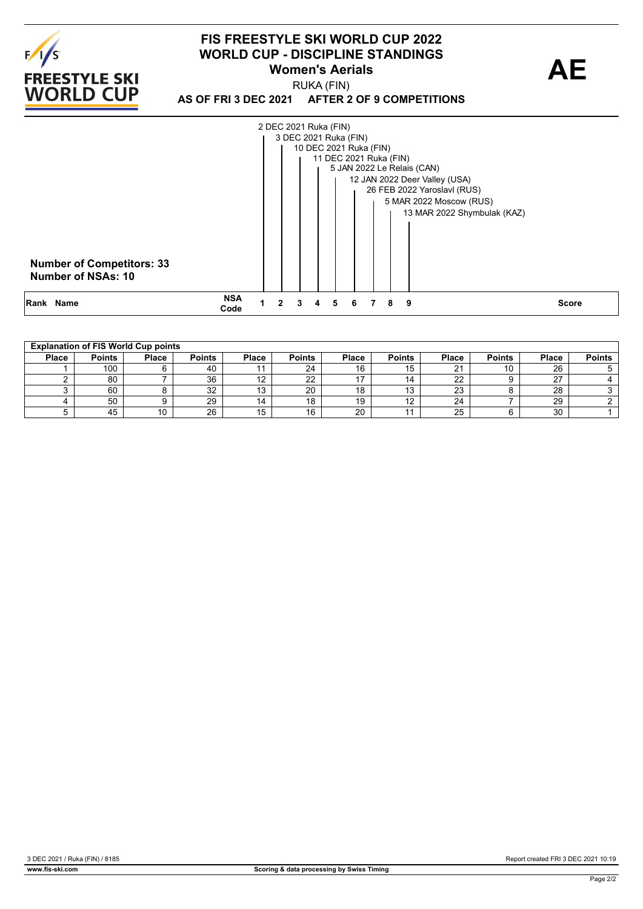# FIS FREESTYLE SKI WORLD CUP 2022
## WORLD CUP - DISCIPLINE STANDINGS
### Women's Aerials

**AE**

RUKA (FIN)

**AS OF FRI 3 DEC 2021 AFTER 2 OF 9 COMPETITIONS**

2 DEC 2021 Ruka (FIN)
3 DEC 2021 Ruka (FIN)
10 DEC 2021 Ruka (FIN)
11 DEC 2021 Ruka (FIN)
5 JAN 2022 Le Relais (CAN)
12 JAN 2022 Deer Valley (USA)
26 FEB 2022 Yaroslavl (RUS)
5 MAR 2022 Moscow (RUS)
13 MAR 2022 Shymbulak (KAZ)

**Number of Competitors: 33**
**Number of NSAs: 10**

| Rank | Name | NSA Code | 1 | 2 | 3 | 4 | 5 | 6 | 7 | 8 | 9 | Score |
|---|---|---|---|---|---|---|---|---|---|---|---|---|

**Explanation of FIS World Cup points**

| Place | Points | Place | Points | Place | Points | Place | Points | Place | Points | Place | Points |
|---|---|---|---|---|---|---|---|---|---|---|---|
| 1 | 100 | 6 | 40 | 11 | 24 | 16 | 15 | 21 | 10 | 26 | 5 |
| 2 | 80 | 7 | 36 | 12 | 22 | 17 | 14 | 22 | 9 | 27 | 4 |
| 3 | 60 | 8 | 32 | 13 | 20 | 18 | 13 | 23 | 8 | 28 | 3 |
| 4 | 50 | 9 | 29 | 14 | 18 | 19 | 12 | 24 | 7 | 29 | 2 |
| 5 | 45 | 10 | 26 | 15 | 16 | 20 | 11 | 25 | 6 | 30 | 1 |

3 DEC 2021 / Ruka (FIN) / 8185

Report created FRI 3 DEC 2021 10:19

www.fis-ski.com

Scoring & data processing by Swiss Timing